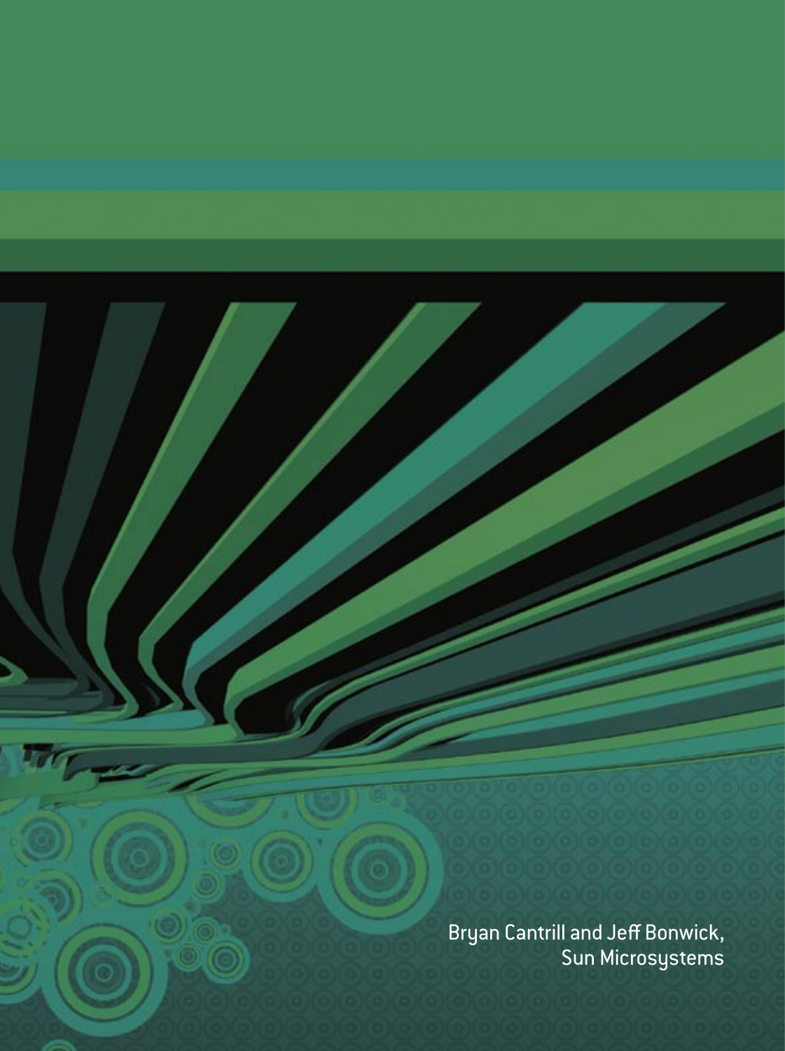Bryan Cantrill and Jeff Bonwick,
Sun Microsystems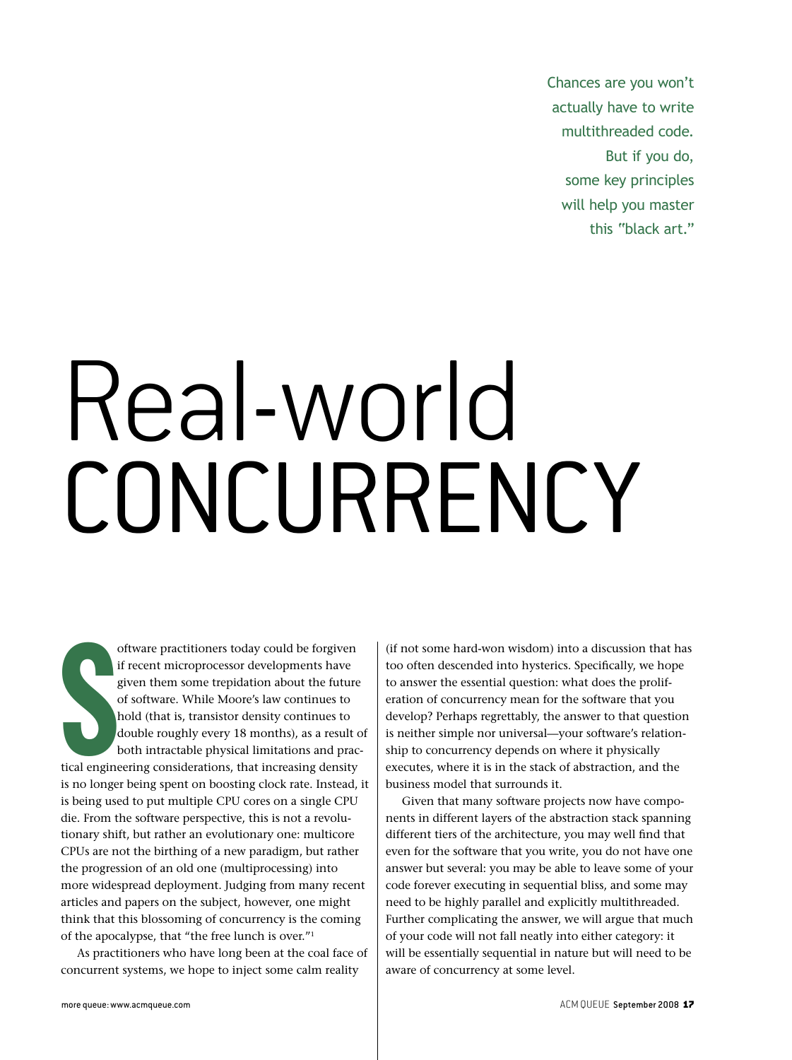Chances are you won't actually have to write multithreaded code. But if you do, some key principles will help you master this "black art."

# Real-world CONCURRENCY

Software practitioners today could be forgiven if recent microprocessor developments have given them some trepidation about the future of software. While Moore's law continues to hold (that is, transistor density continues to double roughly every 18 months), as a result of both intractable physical limitations and practical engineering considerations, that increasing density is no longer being spent on boosting clock rate. Instead, it is being used to put multiple CPU cores on a single CPU die. From the software perspective, this is not a revolutionary shift, but rather an evolutionary one: multicore CPUs are not the birthing of a new paradigm, but rather the progression of an old one (multiprocessing) into more widespread deployment. Judging from many recent articles and papers on the subject, however, one might think that this blossoming of concurrency is the coming of the apocalypse, that "the free lunch is over."[1]

As practitioners who have long been at the coal face of concurrent systems, we hope to inject some calm reality (if not some hard-won wisdom) into a discussion that has too often descended into hysterics. Specifically, we hope to answer the essential question: what does the proliferation of concurrency mean for the software that you develop? Perhaps regrettably, the answer to that question is neither simple nor universal—your software's relationship to concurrency depends on where it physically executes, where it is in the stack of abstraction, and the business model that surrounds it.

Given that many software projects now have components in different layers of the abstraction stack spanning different tiers of the architecture, you may well find that even for the software that you write, you do not have one answer but several: you may be able to leave some of your code forever executing in sequential bliss, and some may need to be highly parallel and explicitly multithreaded. Further complicating the answer, we will argue that much of your code will not fall neatly into either category: it will be essentially sequential in nature but will need to be aware of concurrency at some level.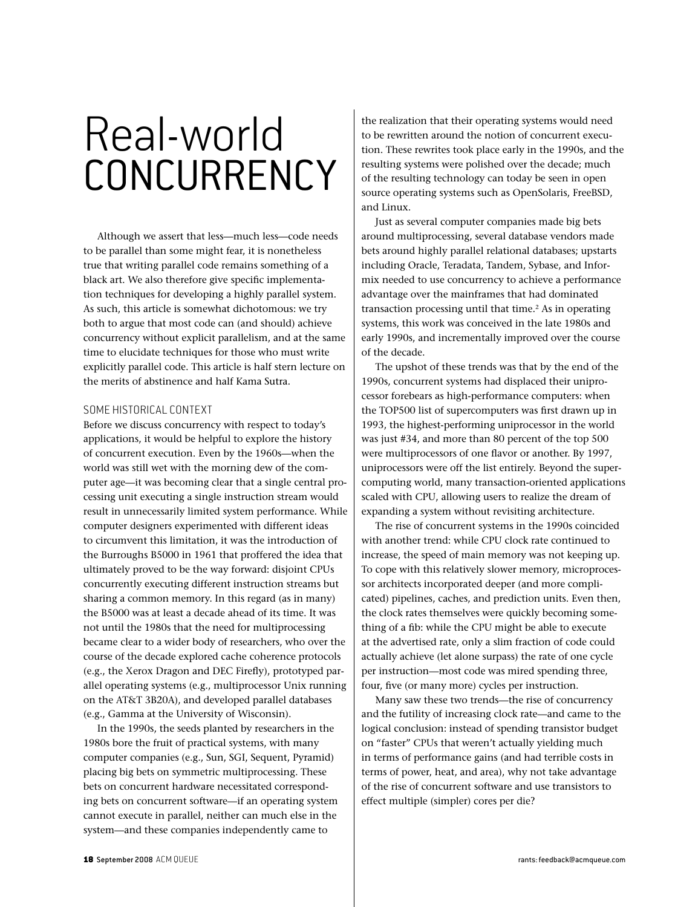# Real-world CONCURRENCY

Although we assert that less—much less—code needs to be parallel than some might fear, it is nonetheless true that writing parallel code remains something of a black art. We also therefore give specific implementation techniques for developing a highly parallel system. As such, this article is somewhat dichotomous: we try both to argue that most code can (and should) achieve concurrency without explicit parallelism, and at the same time to elucidate techniques for those who must write explicitly parallel code. This article is half stern lecture on the merits of abstinence and half Kama Sutra.

## SOME HISTORICAL CONTEXT

Before we discuss concurrency with respect to today's applications, it would be helpful to explore the history of concurrent execution. Even by the 1960s—when the world was still wet with the morning dew of the computer age—it was becoming clear that a single central processing unit executing a single instruction stream would result in unnecessarily limited system performance. While computer designers experimented with different ideas to circumvent this limitation, it was the introduction of the Burroughs B5000 in 1961 that proffered the idea that ultimately proved to be the way forward: disjoint CPUs concurrently executing different instruction streams but sharing a common memory. In this regard (as in many) the B5000 was at least a decade ahead of its time. It was not until the 1980s that the need for multiprocessing became clear to a wider body of researchers, who over the course of the decade explored cache coherence protocols (e.g., the Xerox Dragon and DEC Firefly), prototyped parallel operating systems (e.g., multiprocessor Unix running on the AT&T 3B20A), and developed parallel databases (e.g., Gamma at the University of Wisconsin).

In the 1990s, the seeds planted by researchers in the 1980s bore the fruit of practical systems, with many computer companies (e.g., Sun, SGI, Sequent, Pyramid) placing big bets on symmetric multiprocessing. These bets on concurrent hardware necessitated corresponding bets on concurrent software—if an operating system cannot execute in parallel, neither can much else in the system—and these companies independently came to the realization that their operating systems would need to be rewritten around the notion of concurrent execution. These rewrites took place early in the 1990s, and the resulting systems were polished over the decade; much of the resulting technology can today be seen in open source operating systems such as OpenSolaris, FreeBSD, and Linux.

Just as several computer companies made big bets around multiprocessing, several database vendors made bets around highly parallel relational databases; upstarts including Oracle, Teradata, Tandem, Sybase, and Informix needed to use concurrency to achieve a performance advantage over the mainframes that had dominated transaction processing until that time.[2] As in operating systems, this work was conceived in the late 1980s and early 1990s, and incrementally improved over the course of the decade.

The upshot of these trends was that by the end of the 1990s, concurrent systems had displaced their uniprocessor forebears as high-performance computers: when the TOP500 list of supercomputers was first drawn up in 1993, the highest-performing uniprocessor in the world was just #34, and more than 80 percent of the top 500 were multiprocessors of one flavor or another. By 1997, uniprocessors were off the list entirely. Beyond the supercomputing world, many transaction-oriented applications scaled with CPU, allowing users to realize the dream of expanding a system without revisiting architecture.

The rise of concurrent systems in the 1990s coincided with another trend: while CPU clock rate continued to increase, the speed of main memory was not keeping up. To cope with this relatively slower memory, microprocessor architects incorporated deeper (and more complicated) pipelines, caches, and prediction units. Even then, the clock rates themselves were quickly becoming something of a fib: while the CPU might be able to execute at the advertised rate, only a slim fraction of code could actually achieve (let alone surpass) the rate of one cycle per instruction—most code was mired spending three, four, five (or many more) cycles per instruction.

Many saw these two trends—the rise of concurrency and the futility of increasing clock rate—and came to the logical conclusion: instead of spending transistor budget on "faster" CPUs that weren't actually yielding much in terms of performance gains (and had terrible costs in terms of power, heat, and area), why not take advantage of the rise of concurrent software and use transistors to effect multiple (simpler) cores per die?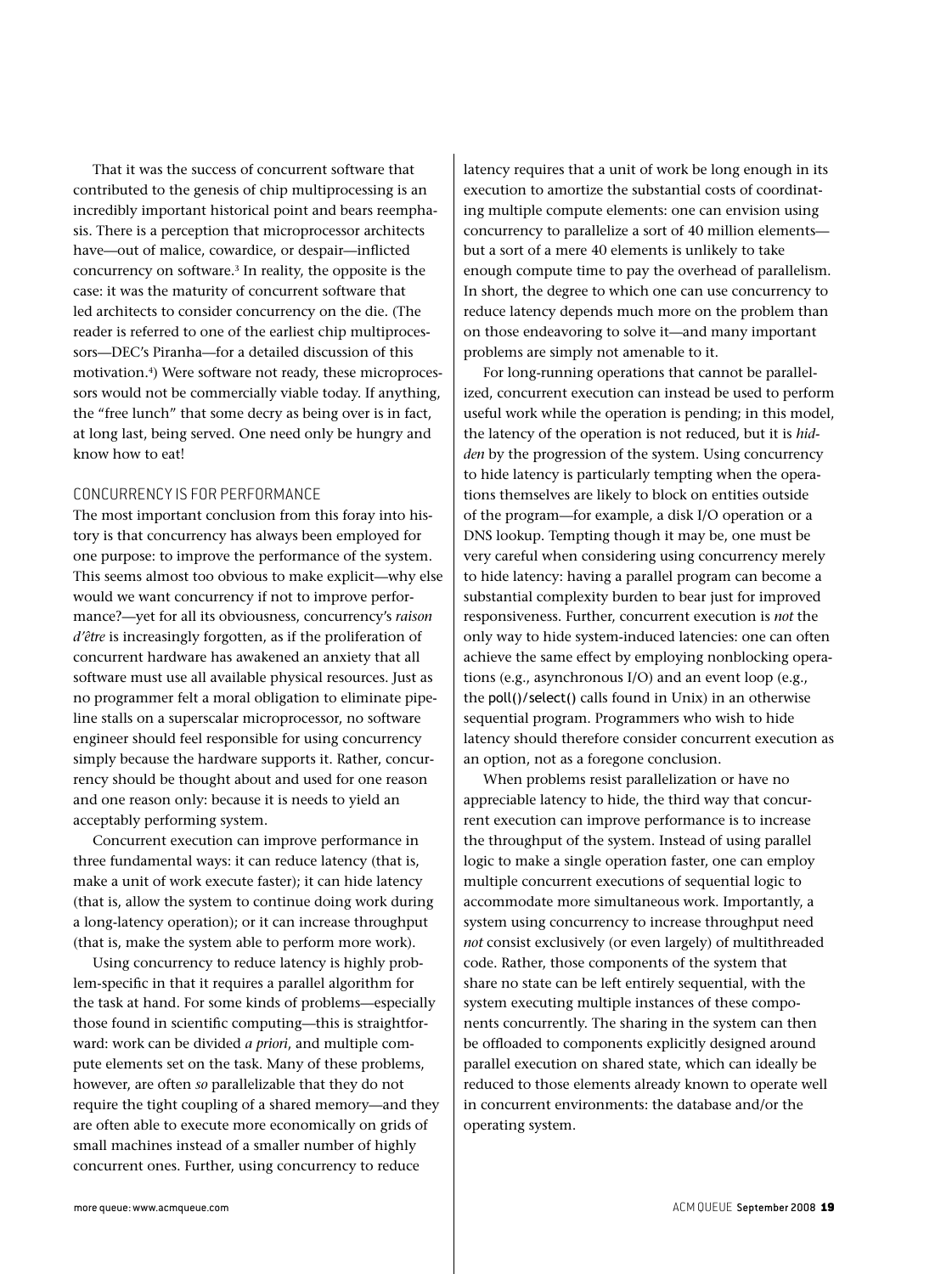That it was the success of concurrent software that contributed to the genesis of chip multiprocessing is an incredibly important historical point and bears reemphasis. There is a perception that microprocessor architects have—out of malice, cowardice, or despair—inflicted concurrency on software.[3] In reality, the opposite is the case: it was the maturity of concurrent software that led architects to consider concurrency on the die. (The reader is referred to one of the earliest chip multiprocessors—DEC's Piranha—for a detailed discussion of this motivation.[4]) Were software not ready, these microprocessors would not be commercially viable today. If anything, the "free lunch" that some decry as being over is in fact, at long last, being served. One need only be hungry and know how to eat!

## CONCURRENCY IS FOR PERFORMANCE

The most important conclusion from this foray into history is that concurrency has always been employed for one purpose: to improve the performance of the system. This seems almost too obvious to make explicit—why else would we want concurrency if not to improve performance?—yet for all its obviousness, concurrency's *raison d'être* is increasingly forgotten, as if the proliferation of concurrent hardware has awakened an anxiety that all software must use all available physical resources. Just as no programmer felt a moral obligation to eliminate pipeline stalls on a superscalar microprocessor, no software engineer should feel responsible for using concurrency simply because the hardware supports it. Rather, concurrency should be thought about and used for one reason and one reason only: because it is needs to yield an acceptably performing system.

Concurrent execution can improve performance in three fundamental ways: it can reduce latency (that is, make a unit of work execute faster); it can hide latency (that is, allow the system to continue doing work during a long-latency operation); or it can increase throughput (that is, make the system able to perform more work).

Using concurrency to reduce latency is highly problem-specific in that it requires a parallel algorithm for the task at hand. For some kinds of problems—especially those found in scientific computing—this is straightforward: work can be divided *a priori*, and multiple compute elements set on the task. Many of these problems, however, are often *so* parallelizable that they do not require the tight coupling of a shared memory—and they are often able to execute more economically on grids of small machines instead of a smaller number of highly concurrent ones. Further, using concurrency to reduce latency requires that a unit of work be long enough in its execution to amortize the substantial costs of coordinating multiple compute elements: one can envision using concurrency to parallelize a sort of 40 million elements—but a sort of a mere 40 elements is unlikely to take enough compute time to pay the overhead of parallelism. In short, the degree to which one can use concurrency to reduce latency depends much more on the problem than on those endeavoring to solve it—and many important problems are simply not amenable to it.

For long-running operations that cannot be parallelized, concurrent execution can instead be used to perform useful work while the operation is pending; in this model, the latency of the operation is not reduced, but it is *hidden* by the progression of the system. Using concurrency to hide latency is particularly tempting when the operations themselves are likely to block on entities outside of the program—for example, a disk I/O operation or a DNS lookup. Tempting though it may be, one must be very careful when considering using concurrency merely to hide latency: having a parallel program can become a substantial complexity burden to bear just for improved responsiveness. Further, concurrent execution is *not* the only way to hide system-induced latencies: one can often achieve the same effect by employing nonblocking operations (e.g., asynchronous I/O) and an event loop (e.g., the `poll()`/`select()` calls found in Unix) in an otherwise sequential program. Programmers who wish to hide latency should therefore consider concurrent execution as an option, not as a foregone conclusion.

When problems resist parallelization or have no appreciable latency to hide, the third way that concurrent execution can improve performance is to increase the throughput of the system. Instead of using parallel logic to make a single operation faster, one can employ multiple concurrent executions of sequential logic to accommodate more simultaneous work. Importantly, a system using concurrency to increase throughput need *not* consist exclusively (or even largely) of multithreaded code. Rather, those components of the system that share no state can be left entirely sequential, with the system executing multiple instances of these components concurrently. The sharing in the system can then be offloaded to components explicitly designed around parallel execution on shared state, which can ideally be reduced to those elements already known to operate well in concurrent environments: the database and/or the operating system.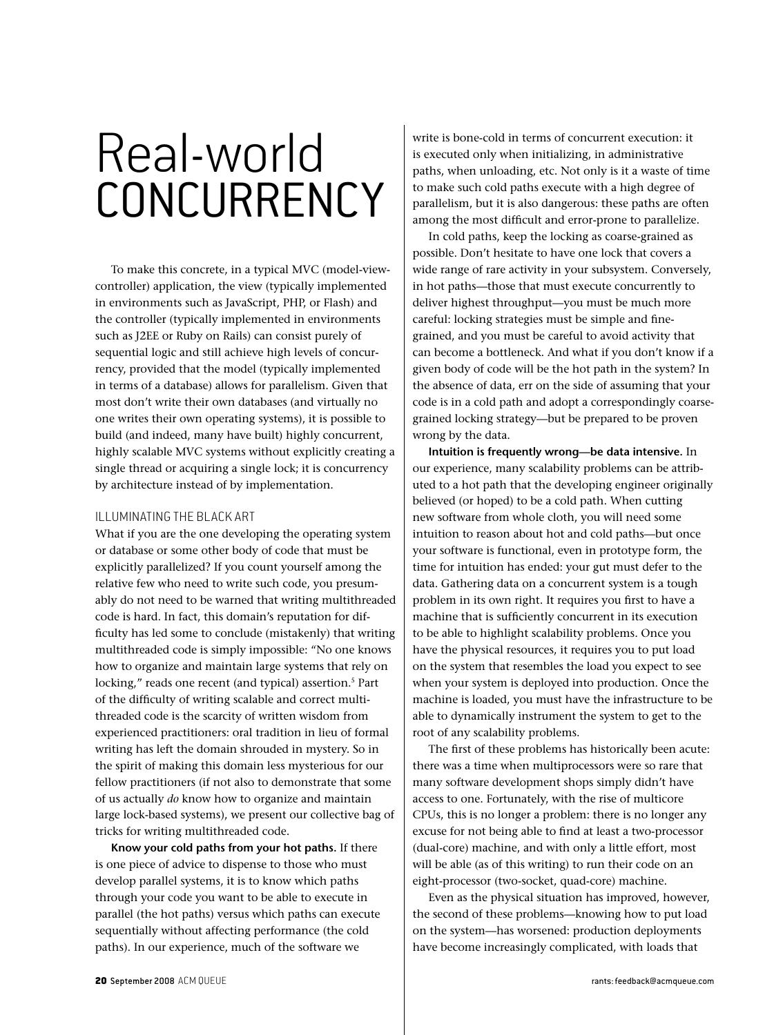# Real-world CONCURRENCY

To make this concrete, in a typical MVC (model-view-controller) application, the view (typically implemented in environments such as JavaScript, PHP, or Flash) and the controller (typically implemented in environments such as J2EE or Ruby on Rails) can consist purely of sequential logic and still achieve high levels of concurrency, provided that the model (typically implemented in terms of a database) allows for parallelism. Given that most don't write their own databases (and virtually no one writes their own operating systems), it is possible to build (and indeed, many have built) highly concurrent, highly scalable MVC systems without explicitly creating a single thread or acquiring a single lock; it is concurrency by architecture instead of by implementation.

## ILLUMINATING THE BLACK ART

What if you are the one developing the operating system or database or some other body of code that must be explicitly parallelized? If you count yourself among the relative few who need to write such code, you presumably do not need to be warned that writing multithreaded code is hard. In fact, this domain's reputation for difficulty has led some to conclude (mistakenly) that writing multithreaded code is simply impossible: "No one knows how to organize and maintain large systems that rely on locking," reads one recent (and typical) assertion.[5] Part of the difficulty of writing scalable and correct multithreaded code is the scarcity of written wisdom from experienced practitioners: oral tradition in lieu of formal writing has left the domain shrouded in mystery. So in the spirit of making this domain less mysterious for our fellow practitioners (if not also to demonstrate that some of us actually *do* know how to organize and maintain large lock-based systems), we present our collective bag of tricks for writing multithreaded code.

**Know your cold paths from your hot paths.** If there is one piece of advice to dispense to those who must develop parallel systems, it is to know which paths through your code you want to be able to execute in parallel (the hot paths) versus which paths can execute sequentially without affecting performance (the cold paths). In our experience, much of the software we write is bone-cold in terms of concurrent execution: it is executed only when initializing, in administrative paths, when unloading, etc. Not only is it a waste of time to make such cold paths execute with a high degree of parallelism, but it is also dangerous: these paths are often among the most difficult and error-prone to parallelize.

In cold paths, keep the locking as coarse-grained as possible. Don't hesitate to have one lock that covers a wide range of rare activity in your subsystem. Conversely, in hot paths—those that must execute concurrently to deliver highest throughput—you must be much more careful: locking strategies must be simple and fine-grained, and you must be careful to avoid activity that can become a bottleneck. And what if you don't know if a given body of code will be the hot path in the system? In the absence of data, err on the side of assuming that your code is in a cold path and adopt a correspondingly coarse-grained locking strategy—but be prepared to be proven wrong by the data.

**Intuition is frequently wrong—be data intensive.** In our experience, many scalability problems can be attributed to a hot path that the developing engineer originally believed (or hoped) to be a cold path. When cutting new software from whole cloth, you will need some intuition to reason about hot and cold paths—but once your software is functional, even in prototype form, the time for intuition has ended: your gut must defer to the data. Gathering data on a concurrent system is a tough problem in its own right. It requires you first to have a machine that is sufficiently concurrent in its execution to be able to highlight scalability problems. Once you have the physical resources, it requires you to put load on the system that resembles the load you expect to see when your system is deployed into production. Once the machine is loaded, you must have the infrastructure to be able to dynamically instrument the system to get to the root of any scalability problems.

The first of these problems has historically been acute: there was a time when multiprocessors were so rare that many software development shops simply didn't have access to one. Fortunately, with the rise of multicore CPUs, this is no longer a problem: there is no longer any excuse for not being able to find at least a two-processor (dual-core) machine, and with only a little effort, most will be able (as of this writing) to run their code on an eight-processor (two-socket, quad-core) machine.

Even as the physical situation has improved, however, the second of these problems—knowing how to put load on the system—has worsened: production deployments have become increasingly complicated, with loads that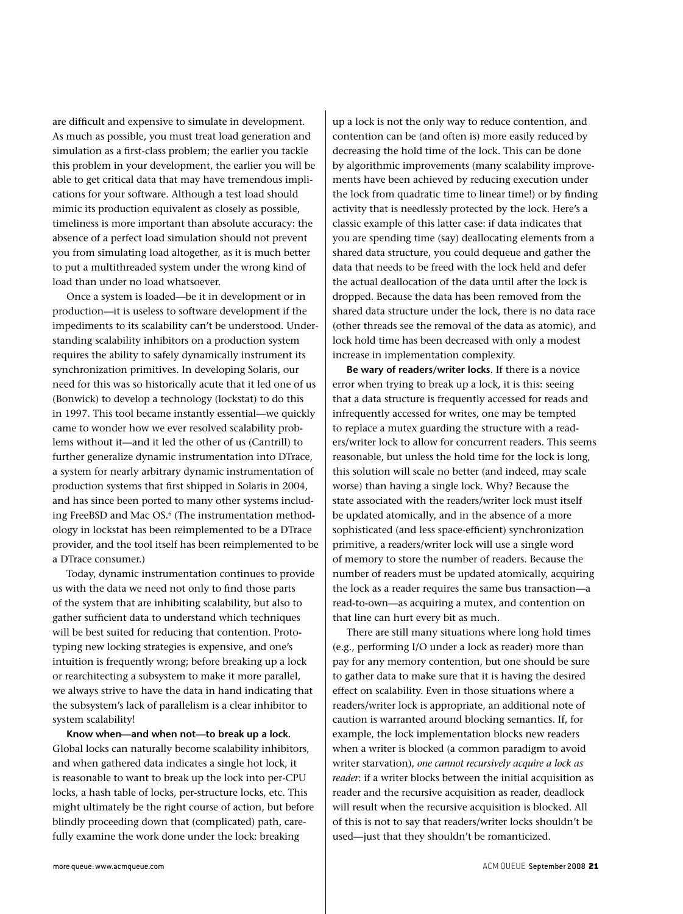are difficult and expensive to simulate in development. As much as possible, you must treat load generation and simulation as a first-class problem; the earlier you tackle this problem in your development, the earlier you will be able to get critical data that may have tremendous implications for your software. Although a test load should mimic its production equivalent as closely as possible, timeliness is more important than absolute accuracy: the absence of a perfect load simulation should not prevent you from simulating load altogether, as it is much better to put a multithreaded system under the wrong kind of load than under no load whatsoever.

Once a system is loaded—be it in development or in production—it is useless to software development if the impediments to its scalability can't be understood. Understanding scalability inhibitors on a production system requires the ability to safely dynamically instrument its synchronization primitives. In developing Solaris, our need for this was so historically acute that it led one of us (Bonwick) to develop a technology (lockstat) to do this in 1997. This tool became instantly essential—we quickly came to wonder how we ever resolved scalability problems without it—and it led the other of us (Cantrill) to further generalize dynamic instrumentation into DTrace, a system for nearly arbitrary dynamic instrumentation of production systems that first shipped in Solaris in 2004, and has since been ported to many other systems including FreeBSD and Mac OS.[6] (The instrumentation methodology in lockstat has been reimplemented to be a DTrace provider, and the tool itself has been reimplemented to be a DTrace consumer.)

Today, dynamic instrumentation continues to provide us with the data we need not only to find those parts of the system that are inhibiting scalability, but also to gather sufficient data to understand which techniques will be best suited for reducing that contention. Prototyping new locking strategies is expensive, and one's intuition is frequently wrong; before breaking up a lock or rearchitecting a subsystem to make it more parallel, we always strive to have the data in hand indicating that the subsystem's lack of parallelism is a clear inhibitor to system scalability!

**Know when—and when not—to break up a lock.** Global locks can naturally become scalability inhibitors, and when gathered data indicates a single hot lock, it is reasonable to want to break up the lock into per-CPU locks, a hash table of locks, per-structure locks, etc. This might ultimately be the right course of action, but before blindly proceeding down that (complicated) path, carefully examine the work done under the lock: breaking up a lock is not the only way to reduce contention, and contention can be (and often is) more easily reduced by decreasing the hold time of the lock. This can be done by algorithmic improvements (many scalability improvements have been achieved by reducing execution under the lock from quadratic time to linear time!) or by finding activity that is needlessly protected by the lock. Here's a classic example of this latter case: if data indicates that you are spending time (say) deallocating elements from a shared data structure, you could dequeue and gather the data that needs to be freed with the lock held and defer the actual deallocation of the data until after the lock is dropped. Because the data has been removed from the shared data structure under the lock, there is no data race (other threads see the removal of the data as atomic), and lock hold time has been decreased with only a modest increase in implementation complexity.

**Be wary of readers/writer locks**. If there is a novice error when trying to break up a lock, it is this: seeing that a data structure is frequently accessed for reads and infrequently accessed for writes, one may be tempted to replace a mutex guarding the structure with a readers/writer lock to allow for concurrent readers. This seems reasonable, but unless the hold time for the lock is long, this solution will scale no better (and indeed, may scale worse) than having a single lock. Why? Because the state associated with the readers/writer lock must itself be updated atomically, and in the absence of a more sophisticated (and less space-efficient) synchronization primitive, a readers/writer lock will use a single word of memory to store the number of readers. Because the number of readers must be updated atomically, acquiring the lock as a reader requires the same bus transaction—a read-to-own—as acquiring a mutex, and contention on that line can hurt every bit as much.

There are still many situations where long hold times (e.g., performing I/O under a lock as reader) more than pay for any memory contention, but one should be sure to gather data to make sure that it is having the desired effect on scalability. Even in those situations where a readers/writer lock is appropriate, an additional note of caution is warranted around blocking semantics. If, for example, the lock implementation blocks new readers when a writer is blocked (a common paradigm to avoid writer starvation), *one cannot recursively acquire a lock as reader*: if a writer blocks between the initial acquisition as reader and the recursive acquisition as reader, deadlock will result when the recursive acquisition is blocked. All of this is not to say that readers/writer locks shouldn't be used—just that they shouldn't be romanticized.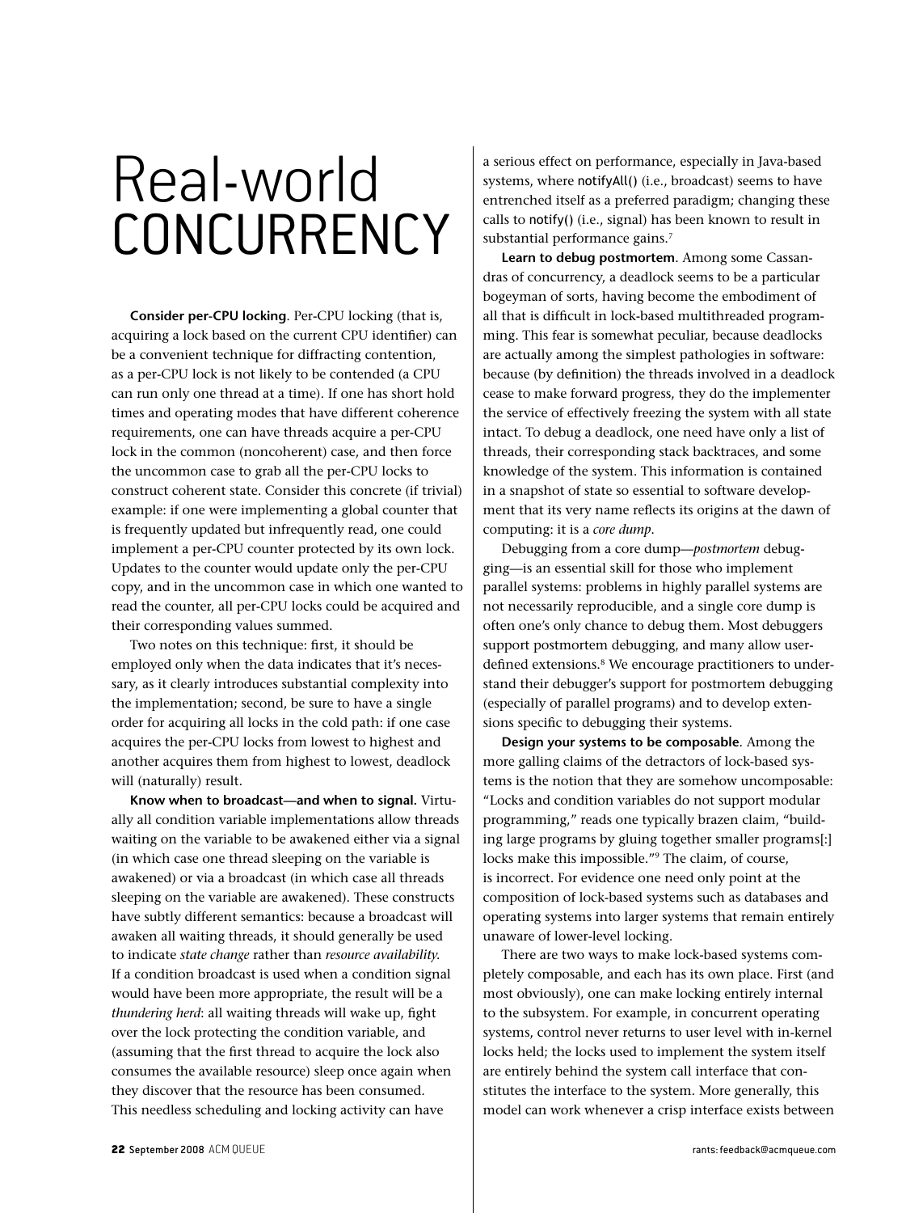# Real-world CONCURRENCY

**Consider per-CPU locking**. Per-CPU locking (that is, acquiring a lock based on the current CPU identifier) can be a convenient technique for diffracting contention, as a per-CPU lock is not likely to be contended (a CPU can run only one thread at a time). If one has short hold times and operating modes that have different coherence requirements, one can have threads acquire a per-CPU lock in the common (noncoherent) case, and then force the uncommon case to grab all the per-CPU locks to construct coherent state. Consider this concrete (if trivial) example: if one were implementing a global counter that is frequently updated but infrequently read, one could implement a per-CPU counter protected by its own lock. Updates to the counter would update only the per-CPU copy, and in the uncommon case in which one wanted to read the counter, all per-CPU locks could be acquired and their corresponding values summed.

Two notes on this technique: first, it should be employed only when the data indicates that it's necessary, as it clearly introduces substantial complexity into the implementation; second, be sure to have a single order for acquiring all locks in the cold path: if one case acquires the per-CPU locks from lowest to highest and another acquires them from highest to lowest, deadlock will (naturally) result.

**Know when to broadcast—and when to signal.** Virtually all condition variable implementations allow threads waiting on the variable to be awakened either via a signal (in which case one thread sleeping on the variable is awakened) or via a broadcast (in which case all threads sleeping on the variable are awakened). These constructs have subtly different semantics: because a broadcast will awaken all waiting threads, it should generally be used to indicate *state change* rather than *resource availability.* If a condition broadcast is used when a condition signal would have been more appropriate, the result will be a *thundering herd*: all waiting threads will wake up, fight over the lock protecting the condition variable, and (assuming that the first thread to acquire the lock also consumes the available resource) sleep once again when they discover that the resource has been consumed. This needless scheduling and locking activity can have a serious effect on performance, especially in Java-based systems, where `notifyAll()` (i.e., broadcast) seems to have entrenched itself as a preferred paradigm; changing these calls to `notify()` (i.e., signal) has been known to result in substantial performance gains.[7]

**Learn to debug postmortem**. Among some Cassandras of concurrency, a deadlock seems to be a particular bogeyman of sorts, having become the embodiment of all that is difficult in lock-based multithreaded programming. This fear is somewhat peculiar, because deadlocks are actually among the simplest pathologies in software: because (by definition) the threads involved in a deadlock cease to make forward progress, they do the implementer the service of effectively freezing the system with all state intact. To debug a deadlock, one need have only a list of threads, their corresponding stack backtraces, and some knowledge of the system. This information is contained in a snapshot of state so essential to software development that its very name reflects its origins at the dawn of computing: it is a *core dump*.

Debugging from a core dump—*postmortem* debugging—is an essential skill for those who implement parallel systems: problems in highly parallel systems are not necessarily reproducible, and a single core dump is often one's only chance to debug them. Most debuggers support postmortem debugging, and many allow user-defined extensions.[8] We encourage practitioners to understand their debugger's support for postmortem debugging (especially of parallel programs) and to develop extensions specific to debugging their systems.

**Design your systems to be composable**. Among the more galling claims of the detractors of lock-based systems is the notion that they are somehow uncomposable: "Locks and condition variables do not support modular programming," reads one typically brazen claim, "building large programs by gluing together smaller programs[:] locks make this impossible."[9] The claim, of course, is incorrect. For evidence one need only point at the composition of lock-based systems such as databases and operating systems into larger systems that remain entirely unaware of lower-level locking.

There are two ways to make lock-based systems completely composable, and each has its own place. First (and most obviously), one can make locking entirely internal to the subsystem. For example, in concurrent operating systems, control never returns to user level with in-kernel locks held; the locks used to implement the system itself are entirely behind the system call interface that constitutes the interface to the system. More generally, this model can work whenever a crisp interface exists between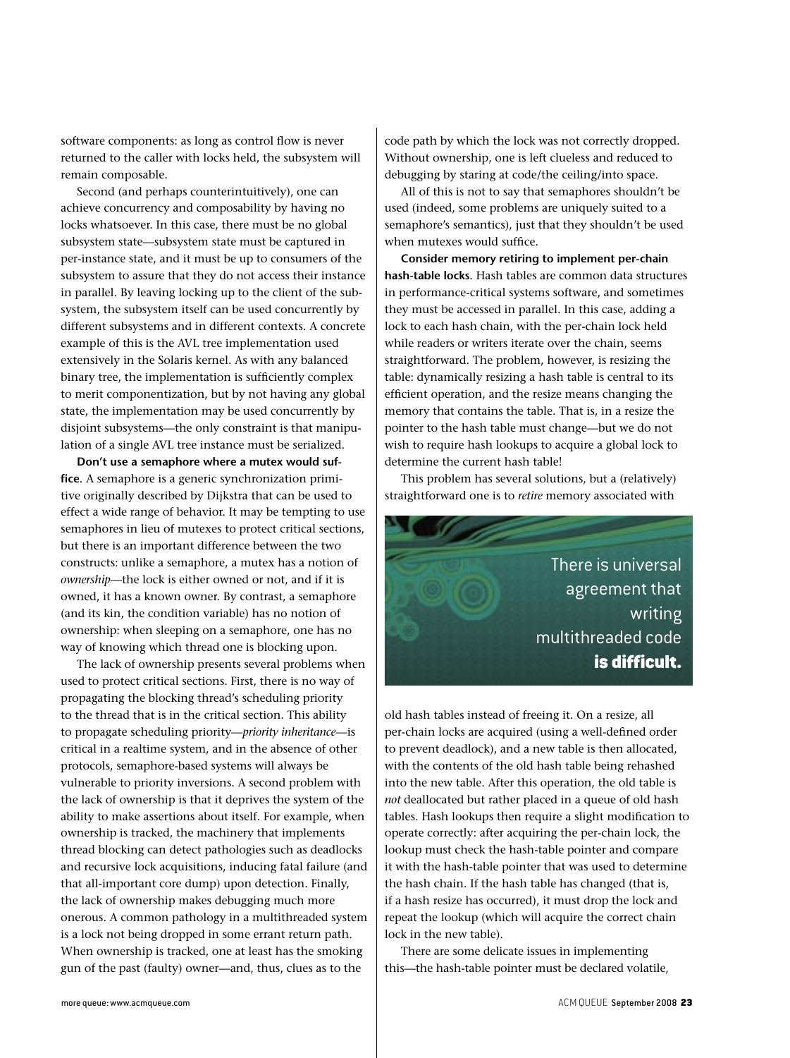software components: as long as control flow is never returned to the caller with locks held, the subsystem will remain composable.

Second (and perhaps counterintuitively), one can achieve concurrency and composability by having no locks whatsoever. In this case, there must be no global subsystem state—subsystem state must be captured in per-instance state, and it must be up to consumers of the subsystem to assure that they do not access their instance in parallel. By leaving locking up to the client of the subsystem, the subsystem itself can be used concurrently by different subsystems and in different contexts. A concrete example of this is the AVL tree implementation used extensively in the Solaris kernel. As with any balanced binary tree, the implementation is sufficiently complex to merit componentization, but by not having any global state, the implementation may be used concurrently by disjoint subsystems—the only constraint is that manipulation of a single AVL tree instance must be serialized.

**Don't use a semaphore where a mutex would suffice**. A semaphore is a generic synchronization primitive originally described by Dijkstra that can be used to effect a wide range of behavior. It may be tempting to use semaphores in lieu of mutexes to protect critical sections, but there is an important difference between the two constructs: unlike a semaphore, a mutex has a notion of *ownership*—the lock is either owned or not, and if it is owned, it has a known owner. By contrast, a semaphore (and its kin, the condition variable) has no notion of ownership: when sleeping on a semaphore, one has no way of knowing which thread one is blocking upon.

The lack of ownership presents several problems when used to protect critical sections. First, there is no way of propagating the blocking thread's scheduling priority to the thread that is in the critical section. This ability to propagate scheduling priority—*priority inheritance*—is critical in a realtime system, and in the absence of other protocols, semaphore-based systems will always be vulnerable to priority inversions. A second problem with the lack of ownership is that it deprives the system of the ability to make assertions about itself. For example, when ownership is tracked, the machinery that implements thread blocking can detect pathologies such as deadlocks and recursive lock acquisitions, inducing fatal failure (and that all-important core dump) upon detection. Finally, the lack of ownership makes debugging much more onerous. A common pathology in a multithreaded system is a lock not being dropped in some errant return path. When ownership is tracked, one at least has the smoking gun of the past (faulty) owner—and, thus, clues as to the code path by which the lock was not correctly dropped. Without ownership, one is left clueless and reduced to debugging by staring at code/the ceiling/into space.

All of this is not to say that semaphores shouldn't be used (indeed, some problems are uniquely suited to a semaphore's semantics), just that they shouldn't be used when mutexes would suffice.

**Consider memory retiring to implement per-chain hash-table locks**. Hash tables are common data structures in performance-critical systems software, and sometimes they must be accessed in parallel. In this case, adding a lock to each hash chain, with the per-chain lock held while readers or writers iterate over the chain, seems straightforward. The problem, however, is resizing the table: dynamically resizing a hash table is central to its efficient operation, and the resize means changing the memory that contains the table. That is, in a resize the pointer to the hash table must change—but we do not wish to require hash lookups to acquire a global lock to determine the current hash table!

This problem has several solutions, but a (relatively) straightforward one is to *retire* memory associated with old hash tables instead of freeing it. On a resize, all per-chain locks are acquired (using a well-defined order to prevent deadlock), and a new table is then allocated, with the contents of the old hash table being rehashed into the new table. After this operation, the old table is *not* deallocated but rather placed in a queue of old hash tables. Hash lookups then require a slight modification to operate correctly: after acquiring the per-chain lock, the lookup must check the hash-table pointer and compare it with the hash-table pointer that was used to determine the hash chain. If the hash table has changed (that is, if a hash resize has occurred), it must drop the lock and repeat the lookup (which will acquire the correct chain lock in the new table).

There are some delicate issues in implementing this—the hash-table pointer must be declared volatile,

There is universal agreement that writing multithreaded code **is difficult.**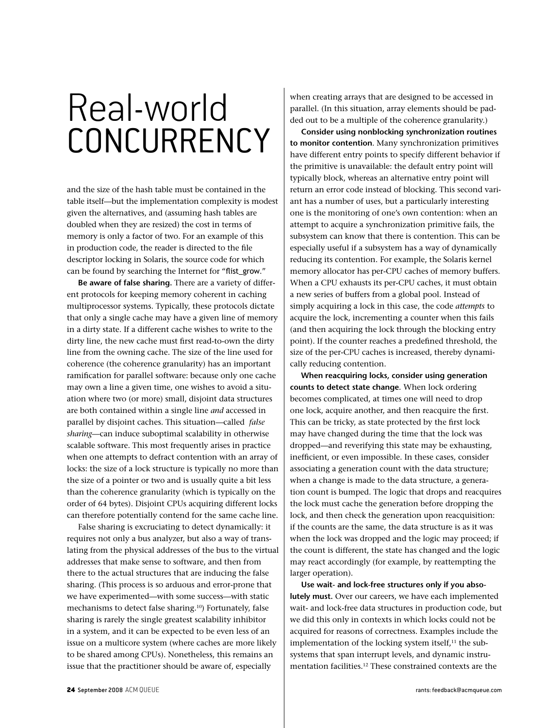# Real-world CONCURRENCY

and the size of the hash table must be contained in the table itself—but the implementation complexity is modest given the alternatives, and (assuming hash tables are doubled when they are resized) the cost in terms of memory is only a factor of two. For an example of this in production code, the reader is directed to the file descriptor locking in Solaris, the source code for which can be found by searching the Internet for "flist_grow."

**Be aware of false sharing.** There are a variety of different protocols for keeping memory coherent in caching multiprocessor systems. Typically, these protocols dictate that only a single cache may have a given line of memory in a dirty state. If a different cache wishes to write to the dirty line, the new cache must first read-to-own the dirty line from the owning cache. The size of the line used for coherence (the coherence granularity) has an important ramification for parallel software: because only one cache may own a line a given time, one wishes to avoid a situation where two (or more) small, disjoint data structures are both contained within a single line *and* accessed in parallel by disjoint caches. This situation—called *false sharing*—can induce suboptimal scalability in otherwise scalable software. This most frequently arises in practice when one attempts to defract contention with an array of locks: the size of a lock structure is typically no more than the size of a pointer or two and is usually quite a bit less than the coherence granularity (which is typically on the order of 64 bytes). Disjoint CPUs acquiring different locks can therefore potentially contend for the same cache line.

False sharing is excruciating to detect dynamically: it requires not only a bus analyzer, but also a way of translating from the physical addresses of the bus to the virtual addresses that make sense to software, and then from there to the actual structures that are inducing the false sharing. (This process is so arduous and error-prone that we have experimented—with some success—with static mechanisms to detect false sharing.[10]) Fortunately, false sharing is rarely the single greatest scalability inhibitor in a system, and it can be expected to be even less of an issue on a multicore system (where caches are more likely to be shared among CPUs). Nonetheless, this remains an issue that the practitioner should be aware of, especially when creating arrays that are designed to be accessed in parallel. (In this situation, array elements should be padded out to be a multiple of the coherence granularity.)

**Consider using nonblocking synchronization routines to monitor contention.** Many synchronization primitives have different entry points to specify different behavior if the primitive is unavailable: the default entry point will typically block, whereas an alternative entry point will return an error code instead of blocking. This second variant has a number of uses, but a particularly interesting one is the monitoring of one's own contention: when an attempt to acquire a synchronization primitive fails, the subsystem can know that there is contention. This can be especially useful if a subsystem has a way of dynamically reducing its contention. For example, the Solaris kernel memory allocator has per-CPU caches of memory buffers. When a CPU exhausts its per-CPU caches, it must obtain a new series of buffers from a global pool. Instead of simply acquiring a lock in this case, the code *attempts* to acquire the lock, incrementing a counter when this fails (and then acquiring the lock through the blocking entry point). If the counter reaches a predefined threshold, the size of the per-CPU caches is increased, thereby dynamically reducing contention.

**When reacquiring locks, consider using generation counts to detect state change.** When lock ordering becomes complicated, at times one will need to drop one lock, acquire another, and then reacquire the first. This can be tricky, as state protected by the first lock may have changed during the time that the lock was dropped—and reverifying this state may be exhausting, inefficient, or even impossible. In these cases, consider associating a generation count with the data structure; when a change is made to the data structure, a generation count is bumped. The logic that drops and reacquires the lock must cache the generation before dropping the lock, and then check the generation upon reacquisition: if the counts are the same, the data structure is as it was when the lock was dropped and the logic may proceed; if the count is different, the state has changed and the logic may react accordingly (for example, by reattempting the larger operation).

**Use wait- and lock-free structures only if you absolutely must.** Over our careers, we have each implemented wait- and lock-free data structures in production code, but we did this only in contexts in which locks could not be acquired for reasons of correctness. Examples include the implementation of the locking system itself,[11] the subsystems that span interrupt levels, and dynamic instrumentation facilities.[12] These constrained contexts are the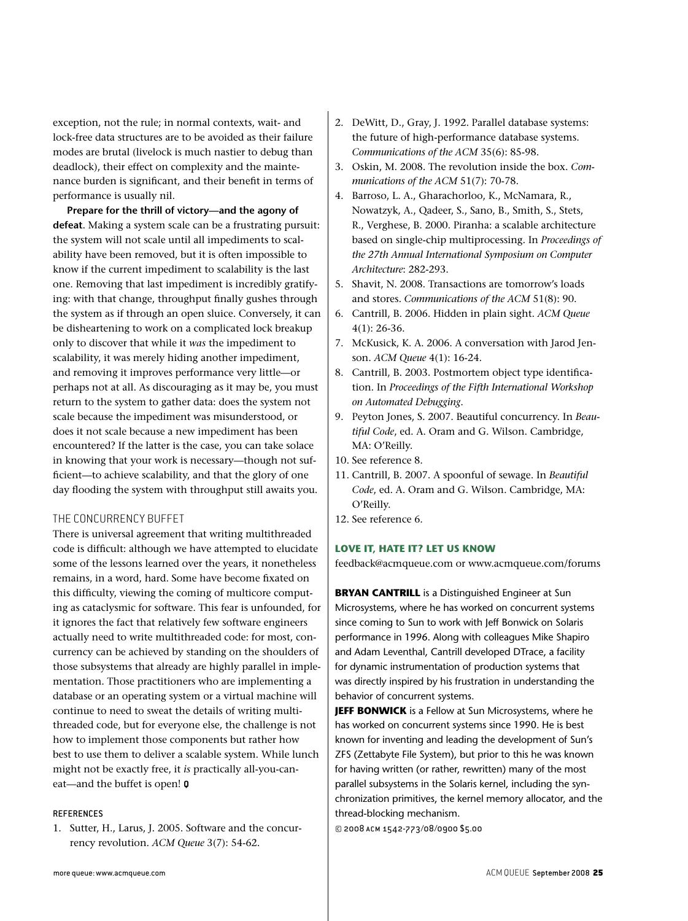exception, not the rule; in normal contexts, wait- and lock-free data structures are to be avoided as their failure modes are brutal (livelock is much nastier to debug than deadlock), their effect on complexity and the maintenance burden is significant, and their benefit in terms of performance is usually nil.

**Prepare for the thrill of victory—and the agony of defeat**. Making a system scale can be a frustrating pursuit: the system will not scale until all impediments to scalability have been removed, but it is often impossible to know if the current impediment to scalability is the last one. Removing that last impediment is incredibly gratifying: with that change, throughput finally gushes through the system as if through an open sluice. Conversely, it can be disheartening to work on a complicated lock breakup only to discover that while it *was* the impediment to scalability, it was merely hiding another impediment, and removing it improves performance very little—or perhaps not at all. As discouraging as it may be, you must return to the system to gather data: does the system not scale because the impediment was misunderstood, or does it not scale because a new impediment has been encountered? If the latter is the case, you can take solace in knowing that your work is necessary—though not sufficient—to achieve scalability, and that the glory of one day flooding the system with throughput still awaits you.

## THE CONCURRENCY BUFFET

There is universal agreement that writing multithreaded code is difficult: although we have attempted to elucidate some of the lessons learned over the years, it nonetheless remains, in a word, hard. Some have become fixated on this difficulty, viewing the coming of multicore computing as cataclysmic for software. This fear is unfounded, for it ignores the fact that relatively few software engineers actually need to write multithreaded code: for most, concurrency can be achieved by standing on the shoulders of those subsystems that already are highly parallel in implementation. Those practitioners who are implementing a database or an operating system or a virtual machine will continue to need to sweat the details of writing multithreaded code, but for everyone else, the challenge is not how to implement those components but rather how best to use them to deliver a scalable system. While lunch might not be exactly free, it *is* practically all-you-can-eat—and the buffet is open! Q

### REFERENCES

1. Sutter, H., Larus, J. 2005. Software and the concurrency revolution. *ACM Queue* 3(7): 54-62.
2. DeWitt, D., Gray, J. 1992. Parallel database systems: the future of high-performance database systems. *Communications of the ACM* 35(6): 85-98.
3. Oskin, M. 2008. The revolution inside the box. *Communications of the ACM* 51(7): 70-78.
4. Barroso, L. A., Gharachorloo, K., McNamara, R., Nowatzyk, A., Qadeer, S., Sano, B., Smith, S., Stets, R., Verghese, B. 2000. Piranha: a scalable architecture based on single-chip multiprocessing. In *Proceedings of the 27th Annual International Symposium on Computer Architecture*: 282-293.
5. Shavit, N. 2008. Transactions are tomorrow's loads and stores. *Communications of the ACM* 51(8): 90.
6. Cantrill, B. 2006. Hidden in plain sight. *ACM Queue* 4(1): 26-36.
7. McKusick, K. A. 2006. A conversation with Jarod Jenson. *ACM Queue* 4(1): 16-24.
8. Cantrill, B. 2003. Postmortem object type identification. In *Proceedings of the Fifth International Workshop on Automated Debugging*.
9. Peyton Jones, S. 2007. Beautiful concurrency. In *Beautiful Code*, ed. A. Oram and G. Wilson. Cambridge, MA: O'Reilly.
10. See reference 8.
11. Cantrill, B. 2007. A spoonful of sewage. In *Beautiful Code*, ed. A. Oram and G. Wilson. Cambridge, MA: O'Reilly.
12. See reference 6.

**LOVE IT, HATE IT? LET US KNOW**

feedback@acmqueue.com or www.acmqueue.com/forums

**BRYAN CANTRILL** is a Distinguished Engineer at Sun Microsystems, where he has worked on concurrent systems since coming to Sun to work with Jeff Bonwick on Solaris performance in 1996. Along with colleagues Mike Shapiro and Adam Leventhal, Cantrill developed DTrace, a facility for dynamic instrumentation of production systems that was directly inspired by his frustration in understanding the behavior of concurrent systems.

**JEFF BONWICK** is a Fellow at Sun Microsystems, where he has worked on concurrent systems since 1990. He is best known for inventing and leading the development of Sun's ZFS (Zettabyte File System), but prior to this he was known for having written (or rather, rewritten) many of the most parallel subsystems in the Solaris kernel, including the synchronization primitives, the kernel memory allocator, and the thread-blocking mechanism.

© 2008 ACM 1542-773/08/0900 $5.00